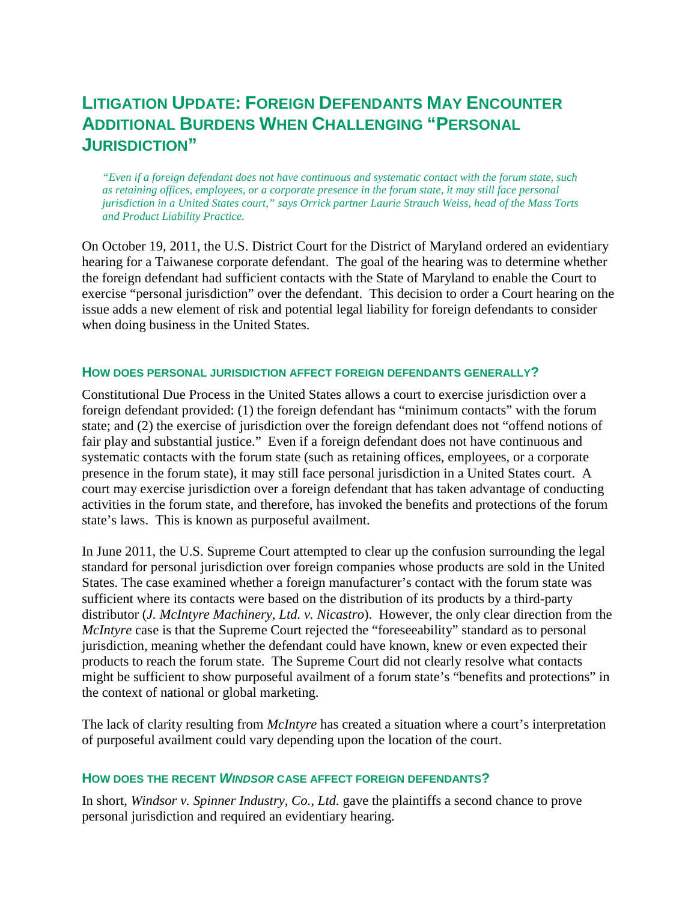# LITIGATION UPDATE: FOREIGN DEFENDANTS MAY ENCOUNTER ADDITIONAL BURDENS WHEN CHALLENGING "PERSONAL JURISDICTION"

*"Even if a foreign defendant does not have continuous and systematic contact with the forum state, such as retaining offices, employees, or a corporate presence in the forum state, it may still face personal jurisdiction in a United States court," says Orrick partner Laurie Strauch Weiss, head of the Mass Torts and Product Liability Practice.*

On October 19, 2011, the U.S. District Court for the District of Maryland ordered an evidentiary hearing for a Taiwanese corporate defendant. The goal of the hearing was to determine whether the foreign defendant had sufficient contacts with the State of Maryland to enable the Court to exercise "personal jurisdiction" over the defendant. This decision to order a Court hearing on the issue adds a new element of risk and potential legal liability for foreign defendants to consider when doing business in the United States.

### HOW DOES PERSONAL JURISDICTION AFFECT FOREIGN DEFENDANTS GENERALLY?

Constitutional Due Process in the United States allows a court to exercise jurisdiction over a foreign defendant provided: (1) the foreign defendant has "minimum contacts" with the forum state; and (2) the exercise of jurisdiction over the foreign defendant does not "offend notions of fair play and substantial justice." Even if a foreign defendant does not have continuous and systematic contacts with the forum state (such as retaining offices, employees, or a corporate presence in the forum state), it may still face personal jurisdiction in a United States court. A court may exercise jurisdiction over a foreign defendant that has taken advantage of conducting activities in the forum state, and therefore, has invoked the benefits and protections of the forum state's laws. This is known as purposeful availment.

In June 2011, the U.S. Supreme Court attempted to clear up the confusion surrounding the legal standard for personal jurisdiction over foreign companies whose products are sold in the United States. The case examined whether a foreign manufacturer's contact with the forum state was sufficient where its contacts were based on the distribution of its products by a third-party distributor (*J. McIntyre Machinery, Ltd. v. Nicastro*). However, the only clear direction from the *McIntyre* case is that the Supreme Court rejected the "foreseeability" standard as to personal jurisdiction, meaning whether the defendant could have known, knew or even expected their products to reach the forum state. The Supreme Court did not clearly resolve what contacts might be sufficient to show purposeful availment of a forum state's "benefits and protections" in the context of national or global marketing.

The lack of clarity resulting from *McIntyre* has created a situation where a court's interpretation of purposeful availment could vary depending upon the location of the court.

### HOW DOES THE RECENT *WINDSOR* CASE AFFECT FOREIGN DEFENDANTS?

In short, *Windsor v. Spinner Industry, Co., Ltd.* gave the plaintiffs a second chance to prove personal jurisdiction and required an evidentiary hearing.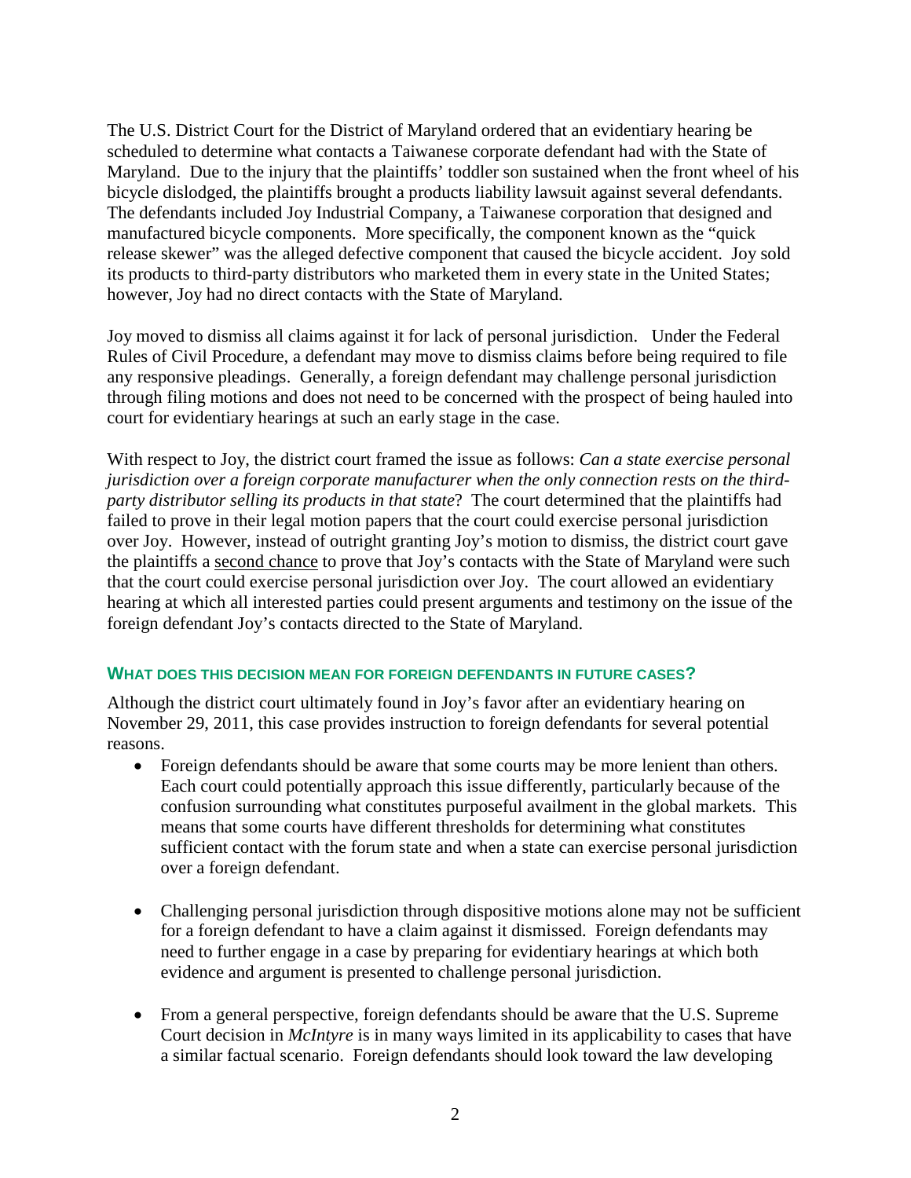The U.S. District Court for the District of Maryland ordered that an evidentiary hearing be scheduled to determine what contacts a Taiwanese corporate defendant had with the State of Maryland. Due to the injury that the plaintiffs' toddler son sustained when the front wheel of his bicycle dislodged, the plaintiffs brought a products liability lawsuit against several defendants. The defendants included Joy Industrial Company, a Taiwanese corporation that designed and manufactured bicycle components. More specifically, the component known as the "quick release skewer" was the alleged defective component that caused the bicycle accident. Joy sold its products to third-party distributors who marketed them in every state in the United States; however, Joy had no direct contacts with the State of Maryland.

Joy moved to dismiss all claims against it for lack of personal jurisdiction. Under the Federal Rules of Civil Procedure, a defendant may move to dismiss claims before being required to file any responsive pleadings. Generally, a foreign defendant may challenge personal jurisdiction through filing motions and does not need to be concerned with the prospect of being hauled into court for evidentiary hearings at such an early stage in the case.

With respect to Joy, the district court framed the issue as follows: *Can a state exercise personal jurisdiction over a foreign corporate manufacturer when the only connection rests on the third-party distributor selling its products in that state*? The court determined that the plaintiffs had failed to prove in their legal motion papers that the court could exercise personal jurisdiction over Joy. However, instead of outright granting Joy's motion to dismiss, the district court gave the plaintiffs a <u>second chance</u> to prove that Joy's contacts with the State of Maryland were such that the court could exercise personal jurisdiction over Joy. The court allowed an evidentiary hearing at which all interested parties could present arguments and testimony on the issue of the foreign defendant Joy's contacts directed to the State of Maryland.

### WHAT DOES THIS DECISION MEAN FOR FOREIGN DEFENDANTS IN FUTURE CASES?

Although the district court ultimately found in Joy's favor after an evidentiary hearing on November 29, 2011, this case provides instruction to foreign defendants for several potential reasons.

- Foreign defendants should be aware that some courts may be more lenient than others. Each court could potentially approach this issue differently, particularly because of the confusion surrounding what constitutes purposeful availment in the global markets. This means that some courts have different thresholds for determining what constitutes sufficient contact with the forum state and when a state can exercise personal jurisdiction over a foreign defendant.

- Challenging personal jurisdiction through dispositive motions alone may not be sufficient for a foreign defendant to have a claim against it dismissed. Foreign defendants may need to further engage in a case by preparing for evidentiary hearings at which both evidence and argument is presented to challenge personal jurisdiction.

- From a general perspective, foreign defendants should be aware that the U.S. Supreme Court decision in *McIntyre* is in many ways limited in its applicability to cases that have a similar factual scenario. Foreign defendants should look toward the law developing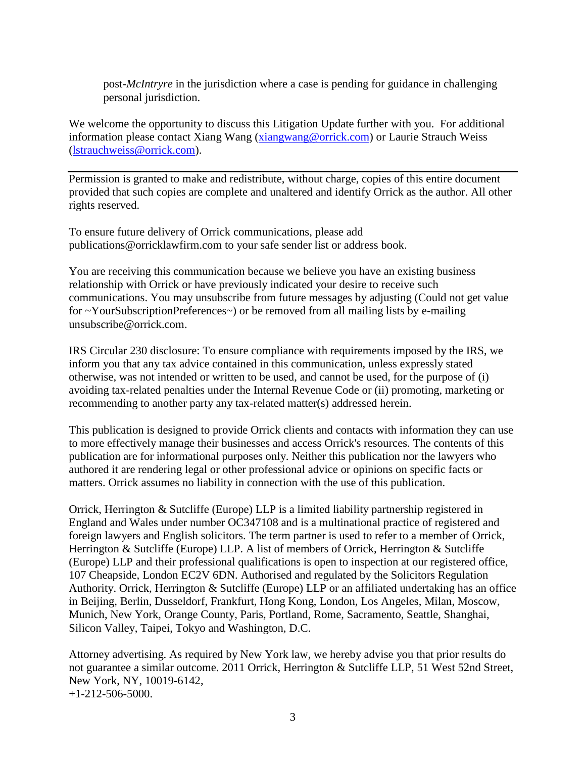post-*McIntryre* in the jurisdiction where a case is pending for guidance in challenging personal jurisdiction.

We welcome the opportunity to discuss this Litigation Update further with you. For additional information please contact Xiang Wang (xiangwang@orrick.com) or Laurie Strauch Weiss (lstrauchweiss@orrick.com).

---

Permission is granted to make and redistribute, without charge, copies of this entire document provided that such copies are complete and unaltered and identify Orrick as the author. All other rights reserved.

To ensure future delivery of Orrick communications, please add publications@orricklawfirm.com to your safe sender list or address book.

You are receiving this communication because we believe you have an existing business relationship with Orrick or have previously indicated your desire to receive such communications. You may unsubscribe from future messages by adjusting (Could not get value for ~YourSubscriptionPreferences~) or be removed from all mailing lists by e-mailing unsubscribe@orrick.com.

IRS Circular 230 disclosure: To ensure compliance with requirements imposed by the IRS, we inform you that any tax advice contained in this communication, unless expressly stated otherwise, was not intended or written to be used, and cannot be used, for the purpose of (i) avoiding tax-related penalties under the Internal Revenue Code or (ii) promoting, marketing or recommending to another party any tax-related matter(s) addressed herein.

This publication is designed to provide Orrick clients and contacts with information they can use to more effectively manage their businesses and access Orrick's resources. The contents of this publication are for informational purposes only. Neither this publication nor the lawyers who authored it are rendering legal or other professional advice or opinions on specific facts or matters. Orrick assumes no liability in connection with the use of this publication.

Orrick, Herrington & Sutcliffe (Europe) LLP is a limited liability partnership registered in England and Wales under number OC347108 and is a multinational practice of registered and foreign lawyers and English solicitors. The term partner is used to refer to a member of Orrick, Herrington & Sutcliffe (Europe) LLP. A list of members of Orrick, Herrington & Sutcliffe (Europe) LLP and their professional qualifications is open to inspection at our registered office, 107 Cheapside, London EC2V 6DN. Authorised and regulated by the Solicitors Regulation Authority. Orrick, Herrington & Sutcliffe (Europe) LLP or an affiliated undertaking has an office in Beijing, Berlin, Dusseldorf, Frankfurt, Hong Kong, London, Los Angeles, Milan, Moscow, Munich, New York, Orange County, Paris, Portland, Rome, Sacramento, Seattle, Shanghai, Silicon Valley, Taipei, Tokyo and Washington, D.C.

Attorney advertising. As required by New York law, we hereby advise you that prior results do not guarantee a similar outcome. 2011 Orrick, Herrington & Sutcliffe LLP, 51 West 52nd Street, New York, NY, 10019-6142,
+1-212-506-5000.